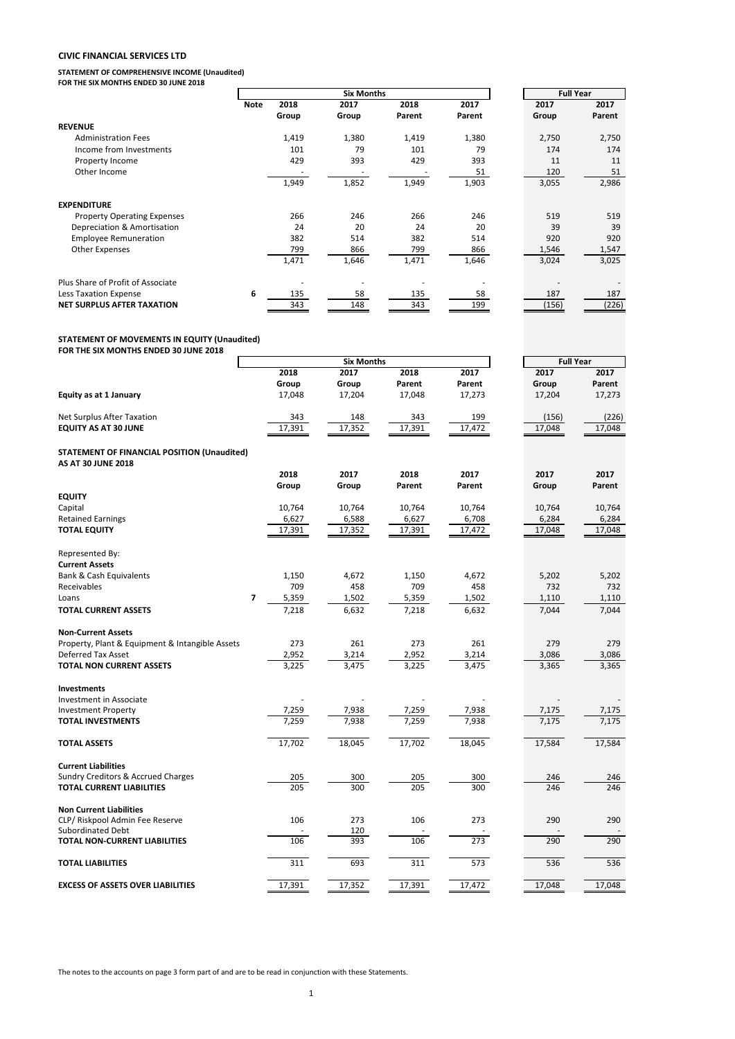# CIVIC FINANCIAL SERVICES LTD

## STATEMENT OF COMPREHENSIVE INCOME (Unaudited)

**FOR THE SIX MONTHS ENDED 30 JUNE 2018**

| | Note | Six Months | | | | Full Year | |
|---|---|---|---|---|---|---|---|
| | | 2018 Group | 2017 Group | 2018 Parent | 2017 Parent | 2017 Group | 2017 Parent |
| **REVENUE** | | | | | | | |
| Administration Fees | | 1,419 | 1,380 | 1,419 | 1,380 | 2,750 | 2,750 |
| Income from Investments | | 101 | 79 | 101 | 79 | 174 | 174 |
| Property Income | | 429 | 393 | 429 | 393 | 11 | 11 |
| Other Income | | - | - | - | 51 | 120 | 51 |
| | | 1,949 | 1,852 | 1,949 | 1,903 | 3,055 | 2,986 |
| **EXPENDITURE** | | | | | | | |
| Property Operating Expenses | | 266 | 246 | 266 | 246 | 519 | 519 |
| Depreciation & Amortisation | | 24 | 20 | 24 | 20 | 39 | 39 |
| Employee Remuneration | | 382 | 514 | 382 | 514 | 920 | 920 |
| Other Expenses | | 799 | 866 | 799 | 866 | 1,546 | 1,547 |
| | | 1,471 | 1,646 | 1,471 | 1,646 | 3,024 | 3,025 |
| Plus Share of Profit of Associate | | - | - | - | - | - | - |
| Less Taxation Expense | 6 | 135 | 58 | 135 | 58 | 187 | 187 |
| **NET SURPLUS AFTER TAXATION** | | 343 | 148 | 343 | 199 | (156) | (226) |

## STATEMENT OF MOVEMENTS IN EQUITY (Unaudited)

**FOR THE SIX MONTHS ENDED 30 JUNE 2018**

| | Six Months | | | | Full Year | |
|---|---|---|---|---|---|---|
| | 2018 Group | 2017 Group | 2018 Parent | 2017 Parent | 2017 Group | 2017 Parent |
| **Equity as at 1 January** | 17,048 | 17,204 | 17,048 | 17,273 | 17,204 | 17,273 |
| Net Surplus After Taxation | 343 | 148 | 343 | 199 | (156) | (226) |
| **EQUITY AS AT 30 JUNE** | 17,391 | 17,352 | 17,391 | 17,472 | 17,048 | 17,048 |

## STATEMENT OF FINANCIAL POSITION (Unaudited)

**AS AT 30 JUNE 2018**

| | Note | 2018 Group | 2017 Group | 2018 Parent | 2017 Parent | 2017 Group | 2017 Parent |
|---|---|---|---|---|---|---|---|
| **EQUITY** | | | | | | | |
| Capital | | 10,764 | 10,764 | 10,764 | 10,764 | 10,764 | 10,764 |
| Retained Earnings | | 6,627 | 6,588 | 6,627 | 6,708 | 6,284 | 6,284 |
| **TOTAL EQUITY** | | 17,391 | 17,352 | 17,391 | 17,472 | 17,048 | 17,048 |
| Represented By: | | | | | | | |
| **Current Assets** | | | | | | | |
| Bank & Cash Equivalents | | 1,150 | 4,672 | 1,150 | 4,672 | 5,202 | 5,202 |
| Receivables | | 709 | 458 | 709 | 458 | 732 | 732 |
| Loans | 7 | 5,359 | 1,502 | 5,359 | 1,502 | 1,110 | 1,110 |
| **TOTAL CURRENT ASSETS** | | 7,218 | 6,632 | 7,218 | 6,632 | 7,044 | 7,044 |
| **Non-Current Assets** | | | | | | | |
| Property, Plant & Equipment & Intangible Assets | | 273 | 261 | 273 | 261 | 279 | 279 |
| Deferred Tax Asset | | 2,952 | 3,214 | 2,952 | 3,214 | 3,086 | 3,086 |
| **TOTAL NON CURRENT ASSETS** | | 3,225 | 3,475 | 3,225 | 3,475 | 3,365 | 3,365 |
| **Investments** | | | | | | | |
| Investment in Associate | | - | - | - | - | - | - |
| Investment Property | | 7,259 | 7,938 | 7,259 | 7,938 | 7,175 | 7,175 |
| **TOTAL INVESTMENTS** | | 7,259 | 7,938 | 7,259 | 7,938 | 7,175 | 7,175 |
| **TOTAL ASSETS** | | 17,702 | 18,045 | 17,702 | 18,045 | 17,584 | 17,584 |
| **Current Liabilities** | | | | | | | |
| Sundry Creditors & Accrued Charges | | 205 | 300 | 205 | 300 | 246 | 246 |
| **TOTAL CURRENT LIABILITIES** | | 205 | 300 | 205 | 300 | 246 | 246 |
| **Non Current Liabilities** | | | | | | | |
| CLP/ Riskpool Admin Fee Reserve | | 106 | 273 | 106 | 273 | 290 | 290 |
| Subordinated Debt | | - | 120 | - | - | - | - |
| **TOTAL NON-CURRENT LIABILITIES** | | 106 | 393 | 106 | 273 | 290 | 290 |
| **TOTAL LIABILITIES** | | 311 | 693 | 311 | 573 | 536 | 536 |
| **EXCESS OF ASSETS OVER LIABILITIES** | | 17,391 | 17,352 | 17,391 | 17,472 | 17,048 | 17,048 |

The notes to the accounts on page 3 form part of and are to be read in conjunction with these Statements.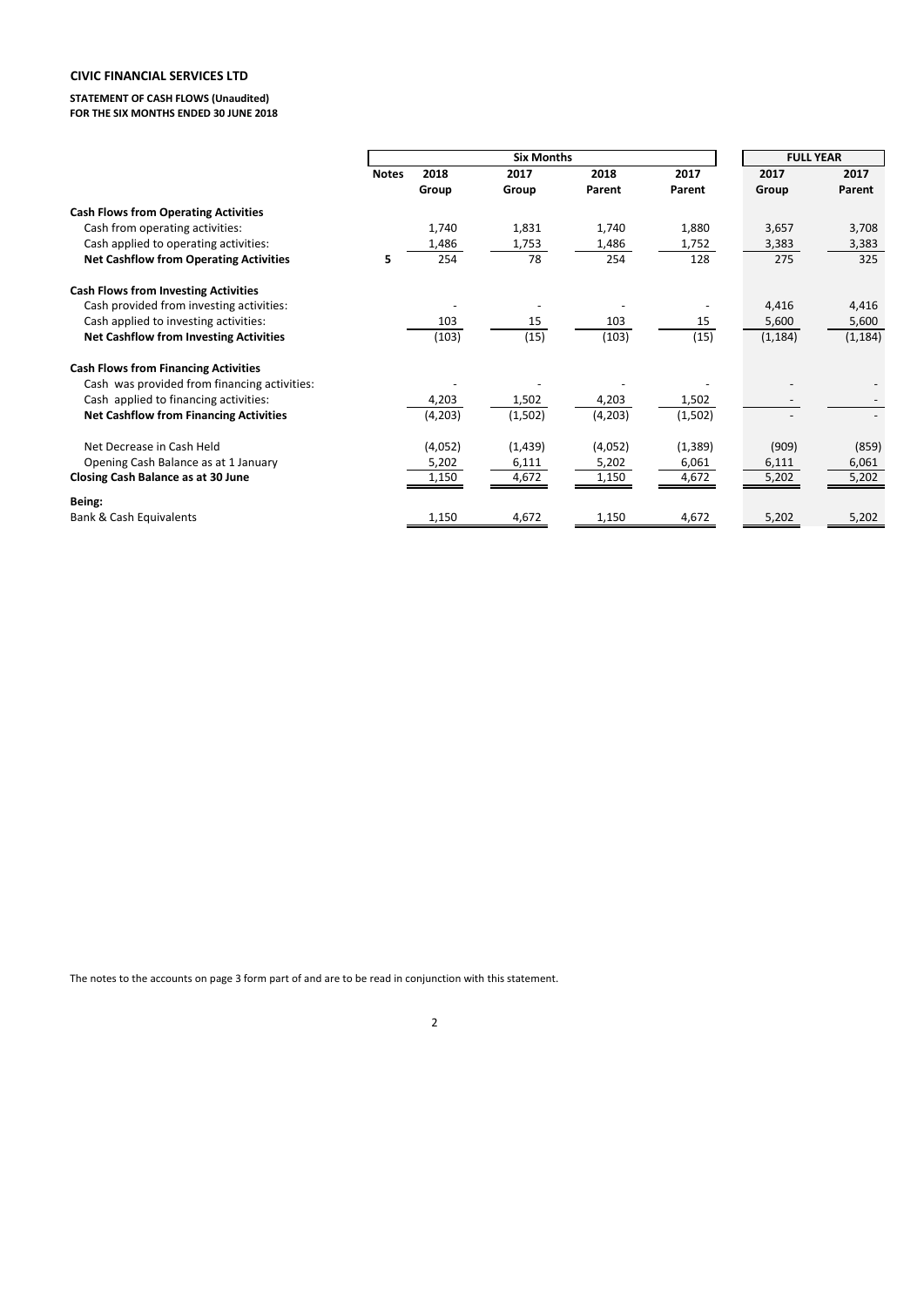**CIVIC FINANCIAL SERVICES LTD**

**STATEMENT OF CASH FLOWS (Unaudited)**
**FOR THE SIX MONTHS ENDED 30 JUNE 2018**

| | | Six Months | | | | FULL YEAR | |
|---|---|---|---|---|---|---|---|
| | **Notes** | **2018 Group** | **2017 Group** | **2018 Parent** | **2017 Parent** | **2017 Group** | **2017 Parent** |
| **Cash Flows from Operating Activities** | | | | | | | |
| Cash from operating activities: | | 1,740 | 1,831 | 1,740 | 1,880 | 3,657 | 3,708 |
| Cash applied to operating activities: | | 1,486 | 1,753 | 1,486 | 1,752 | 3,383 | 3,383 |
| **Net Cashflow from Operating Activities** | **5** | 254 | 78 | 254 | 128 | 275 | 325 |
| **Cash Flows from Investing Activities** | | | | | | | |
| Cash provided from investing activities: | | - | - | - | - | 4,416 | 4,416 |
| Cash applied to investing activities: | | 103 | 15 | 103 | 15 | 5,600 | 5,600 |
| **Net Cashflow from Investing Activities** | | (103) | (15) | (103) | (15) | (1,184) | (1,184) |
| **Cash Flows from Financing Activities** | | | | | | | |
| Cash was provided from financing activities: | | - | - | - | - | - | - |
| Cash applied to financing activities: | | 4,203 | 1,502 | 4,203 | 1,502 | - | - |
| **Net Cashflow from Financing Activities** | | (4,203) | (1,502) | (4,203) | (1,502) | - | - |
| Net Decrease in Cash Held | | (4,052) | (1,439) | (4,052) | (1,389) | (909) | (859) |
| Opening Cash Balance as at 1 January | | 5,202 | 6,111 | 5,202 | 6,061 | 6,111 | 6,061 |
| **Closing Cash Balance as at 30 June** | | 1,150 | 4,672 | 1,150 | 4,672 | 5,202 | 5,202 |
| **Being:** | | | | | | | |
| Bank & Cash Equivalents | | 1,150 | 4,672 | 1,150 | 4,672 | 5,202 | 5,202 |

The notes to the accounts on page 3 form part of and are to be read in conjunction with this statement.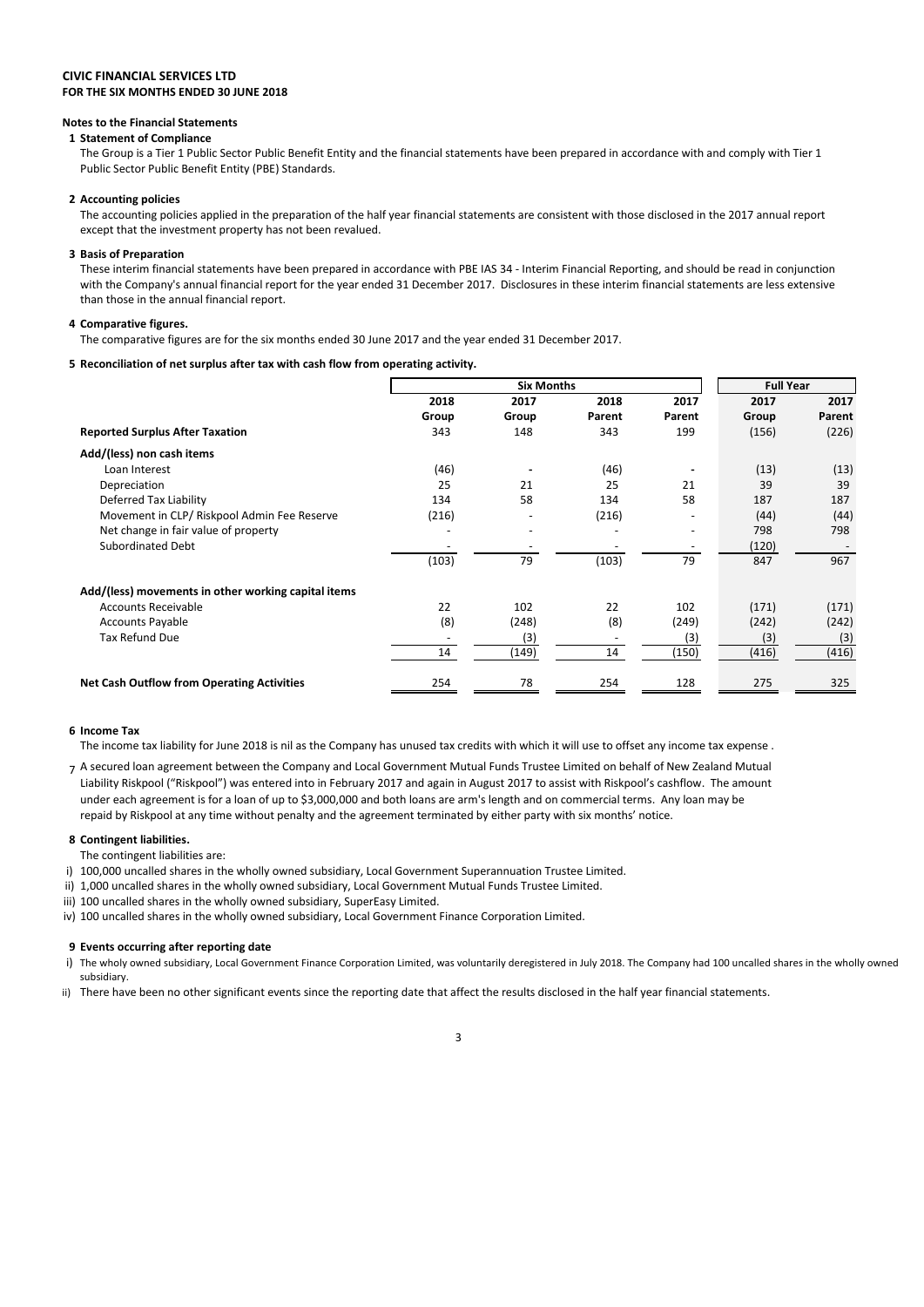**CIVIC FINANCIAL SERVICES LTD**
**FOR THE SIX MONTHS ENDED 30 JUNE 2018**

**Notes to the Financial Statements**

**1 Statement of Compliance**

The Group is a Tier 1 Public Sector Public Benefit Entity and the financial statements have been prepared in accordance with and comply with Tier 1 Public Sector Public Benefit Entity (PBE) Standards.

**2 Accounting policies**

The accounting policies applied in the preparation of the half year financial statements are consistent with those disclosed in the 2017 annual report except that the investment property has not been revalued.

**3 Basis of Preparation**

These interim financial statements have been prepared in accordance with PBE IAS 34 - Interim Financial Reporting, and should be read in conjunction with the Company's annual financial report for the year ended 31 December 2017. Disclosures in these interim financial statements are less extensive than those in the annual financial report.

**4 Comparative figures.**

The comparative figures are for the six months ended 30 June 2017 and the year ended 31 December 2017.

**5 Reconciliation of net surplus after tax with cash flow from operating activity.**

| | Six Months | | | | Full Year | |
|---|---|---|---|---|---|---|
| | 2018 Group | 2017 Group | 2018 Parent | 2017 Parent | 2017 Group | 2017 Parent |
| **Reported Surplus After Taxation** | 343 | 148 | 343 | 199 | (156) | (226) |
| **Add/(less) non cash items** | | | | | | |
| Loan Interest | (46) | - | (46) | - | (13) | (13) |
| Depreciation | 25 | 21 | 25 | 21 | 39 | 39 |
| Deferred Tax Liability | 134 | 58 | 134 | 58 | 187 | 187 |
| Movement in CLP/ Riskpool Admin Fee Reserve | (216) | - | (216) | - | (44) | (44) |
| Net change in fair value of property | - | - | - | - | 798 | 798 |
| Subordinated Debt | - | - | - | - | (120) | - |
| | (103) | 79 | (103) | 79 | 847 | 967 |
| **Add/(less) movements in other working capital items** | | | | | | |
| Accounts Receivable | 22 | 102 | 22 | 102 | (171) | (171) |
| Accounts Payable | (8) | (248) | (8) | (249) | (242) | (242) |
| Tax Refund Due | - | (3) | - | (3) | (3) | (3) |
| | 14 | (149) | 14 | (150) | (416) | (416) |
| **Net Cash Outflow from Operating Activities** | 254 | 78 | 254 | 128 | 275 | 325 |

**6 Income Tax**

The income tax liability for June 2018 is nil as the Company has unused tax credits with which it will use to offset any income tax expense .

7 A secured loan agreement between the Company and Local Government Mutual Funds Trustee Limited on behalf of New Zealand Mutual Liability Riskpool ("Riskpool") was entered into in February 2017 and again in August 2017 to assist with Riskpool's cashflow. The amount under each agreement is for a loan of up to $3,000,000 and both loans are arm's length and on commercial terms. Any loan may be repaid by Riskpool at any time without penalty and the agreement terminated by either party with six months' notice.

**8 Contingent liabilities.**

The contingent liabilities are:

i) 100,000 uncalled shares in the wholly owned subsidiary, Local Government Superannuation Trustee Limited.
ii) 1,000 uncalled shares in the wholly owned subsidiary, Local Government Mutual Funds Trustee Limited.
iii) 100 uncalled shares in the wholly owned subsidiary, SuperEasy Limited.
iv) 100 uncalled shares in the wholly owned subsidiary, Local Government Finance Corporation Limited.

**9 Events occurring after reporting date**

i) The wholy owned subsidiary, Local Government Finance Corporation Limited, was voluntarily deregistered in July 2018. The Company had 100 uncalled shares in the wholly owned subsidiary.
ii) There have been no other significant events since the reporting date that affect the results disclosed in the half year financial statements.